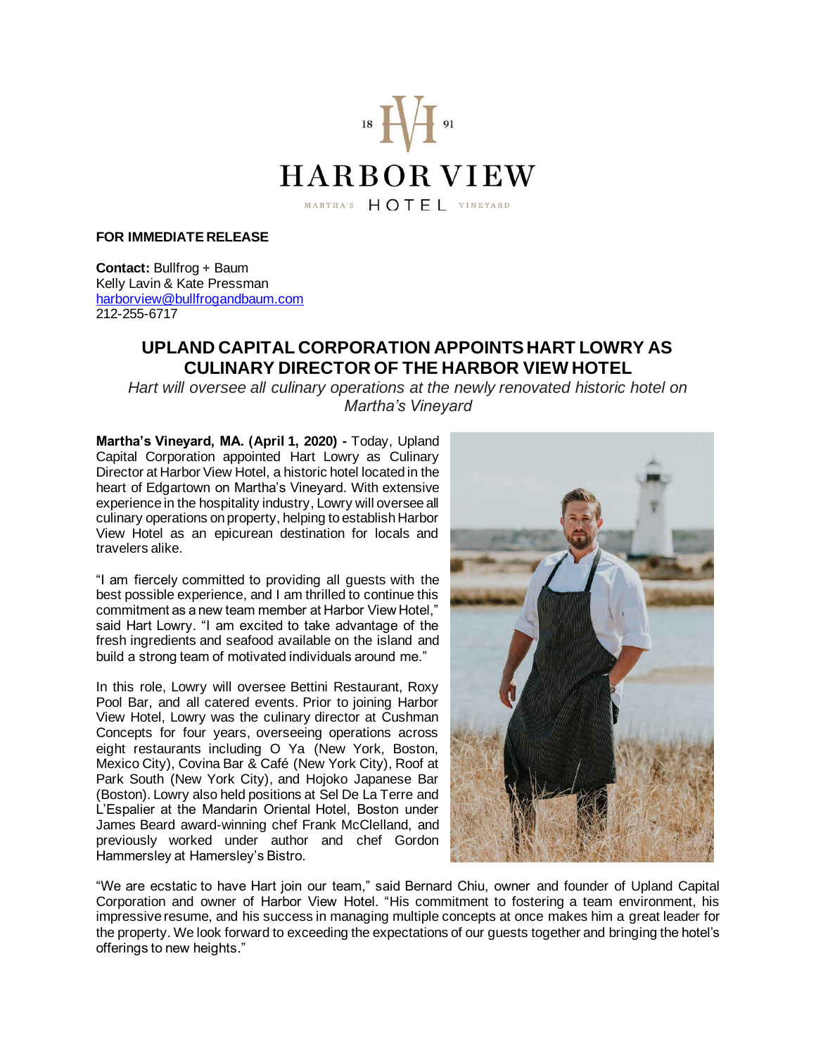HARBOR VIEW

MARTHA'S HOTEL VINEYARD

**FOR IMMEDIATE RELEASE**

**Contact:** Bullfrog + Baum
Kelly Lavin & Kate Pressman
harborview@bullfrogandbaum.com
212-255-6717

# UPLAND CAPITAL CORPORATION APPOINTS HART LOWRY AS CULINARY DIRECTOR OF THE HARBOR VIEW HOTEL

*Hart will oversee all culinary operations at the newly renovated historic hotel on Martha's Vineyard*

**Martha's Vineyard, MA. (April 1, 2020) -** Today, Upland Capital Corporation appointed Hart Lowry as Culinary Director at Harbor View Hotel, a historic hotel located in the heart of Edgartown on Martha's Vineyard. With extensive experience in the hospitality industry, Lowry will oversee all culinary operations on property, helping to establish Harbor View Hotel as an epicurean destination for locals and travelers alike.

"I am fiercely committed to providing all guests with the best possible experience, and I am thrilled to continue this commitment as a new team member at Harbor View Hotel," said Hart Lowry. "I am excited to take advantage of the fresh ingredients and seafood available on the island and build a strong team of motivated individuals around me."

In this role, Lowry will oversee Bettini Restaurant, Roxy Pool Bar, and all catered events. Prior to joining Harbor View Hotel, Lowry was the culinary director at Cushman Concepts for four years, overseeing operations across eight restaurants including O Ya (New York, Boston, Mexico City), Covina Bar & Café (New York City), Roof at Park South (New York City), and Hojoko Japanese Bar (Boston). Lowry also held positions at Sel De La Terre and L'Espalier at the Mandarin Oriental Hotel, Boston under James Beard award-winning chef Frank McClelland, and previously worked under author and chef Gordon Hammersley at Hamersley's Bistro.

"We are ecstatic to have Hart join our team," said Bernard Chiu, owner and founder of Upland Capital Corporation and owner of Harbor View Hotel. "His commitment to fostering a team environment, his impressive resume, and his success in managing multiple concepts at once makes him a great leader for the property. We look forward to exceeding the expectations of our guests together and bringing the hotel's offerings to new heights."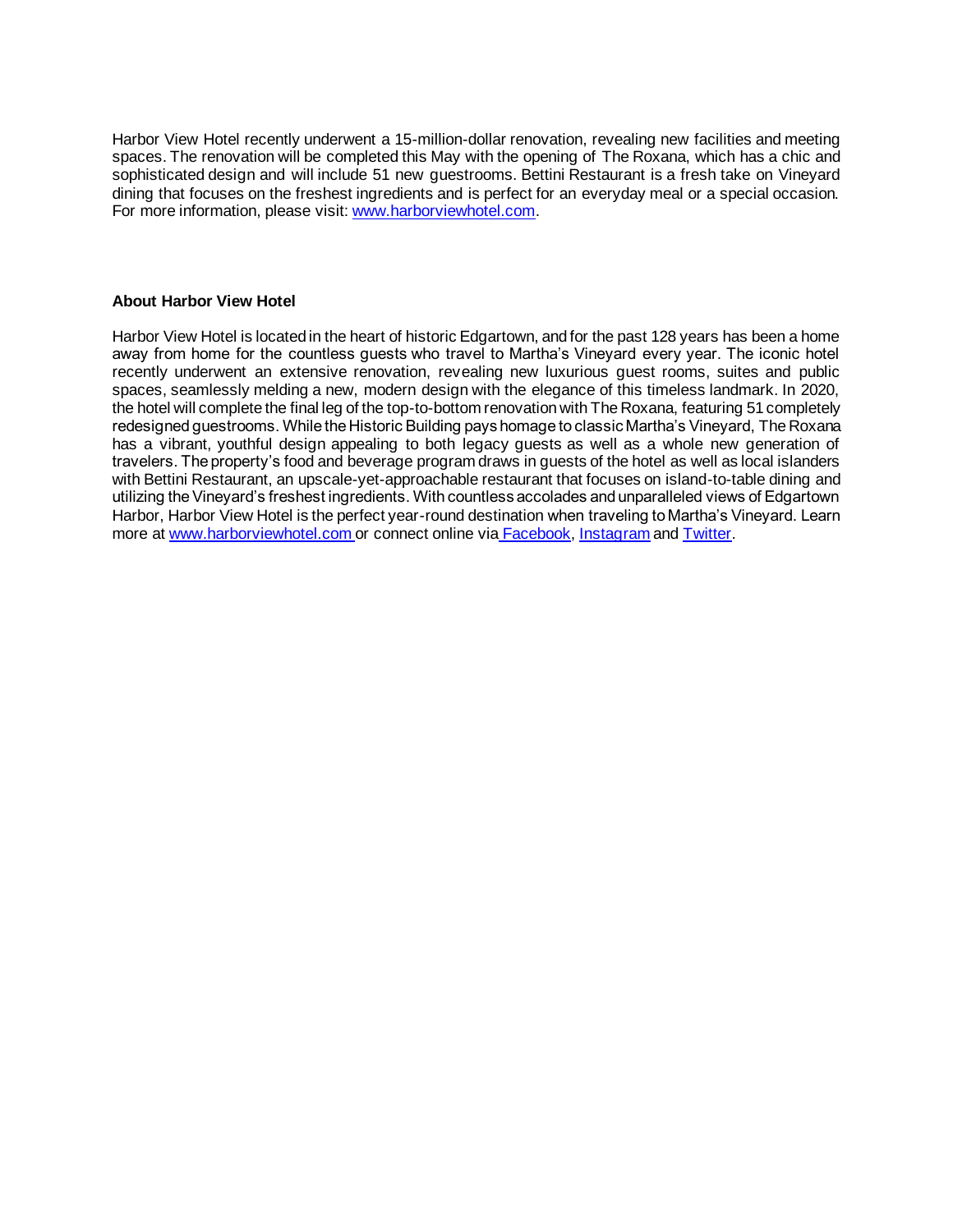Harbor View Hotel recently underwent a 15-million-dollar renovation, revealing new facilities and meeting spaces. The renovation will be completed this May with the opening of The Roxana, which has a chic and sophisticated design and will include 51 new guestrooms. Bettini Restaurant is a fresh take on Vineyard dining that focuses on the freshest ingredients and is perfect for an everyday meal or a special occasion. For more information, please visit: [www.harborviewhotel.com](http://www.harborviewhotel.com).

**About Harbor View Hotel**

Harbor View Hotel is located in the heart of historic Edgartown, and for the past 128 years has been a home away from home for the countless guests who travel to Martha's Vineyard every year. The iconic hotel recently underwent an extensive renovation, revealing new luxurious guest rooms, suites and public spaces, seamlessly melding a new, modern design with the elegance of this timeless landmark. In 2020, the hotel will complete the final leg of the top-to-bottom renovation with The Roxana, featuring 51 completely redesigned guestrooms. While the Historic Building pays homage to classic Martha's Vineyard, The Roxana has a vibrant, youthful design appealing to both legacy guests as well as a whole new generation of travelers. The property's food and beverage program draws in guests of the hotel as well as local islanders with Bettini Restaurant, an upscale-yet-approachable restaurant that focuses on island-to-table dining and utilizing the Vineyard's freshest ingredients. With countless accolades and unparalleled views of Edgartown Harbor, Harbor View Hotel is the perfect year-round destination when traveling to Martha's Vineyard. Learn more at [www.harborviewhotel.com](http://www.harborviewhotel.com) or connect online via Facebook, Instagram and Twitter.